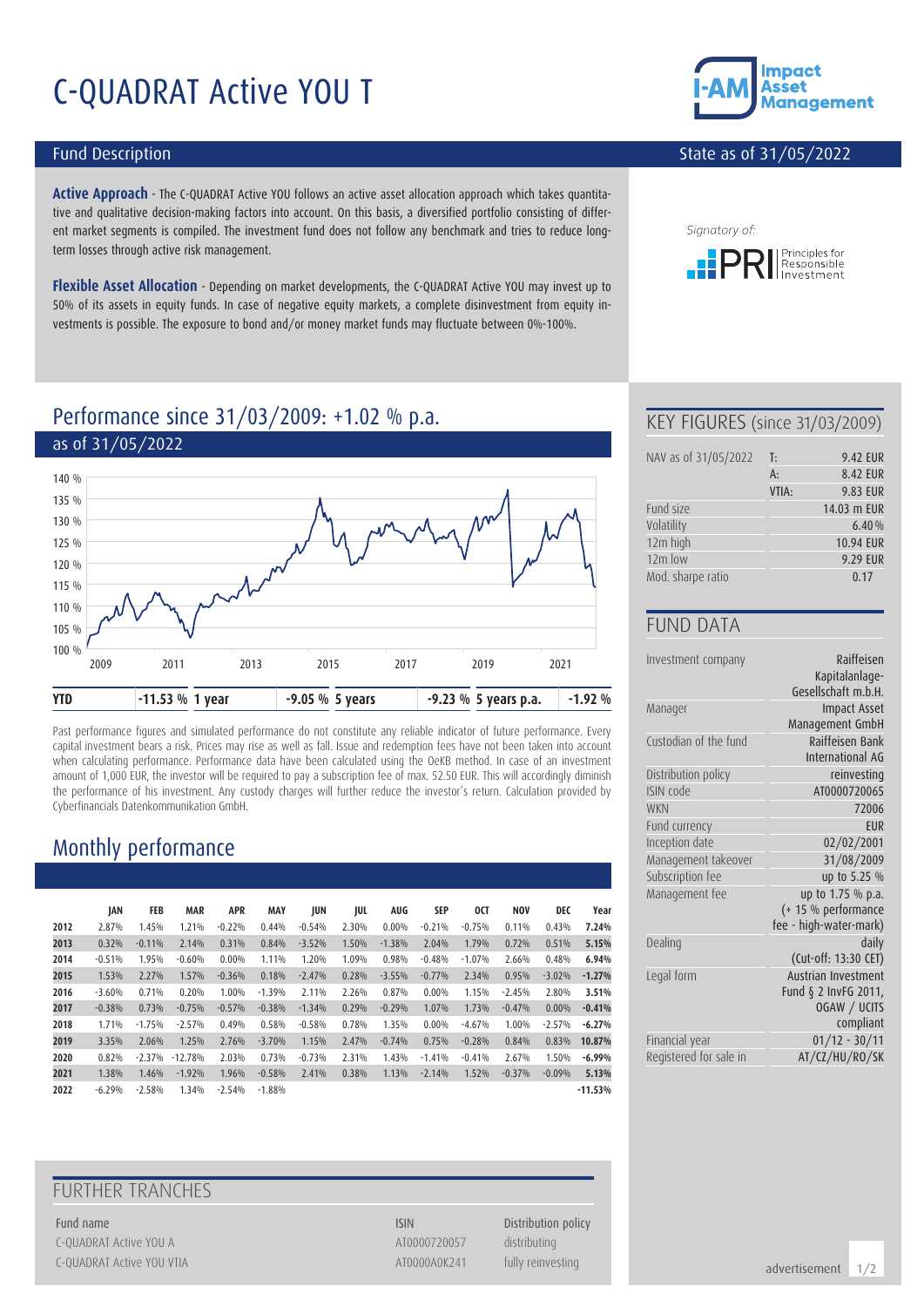# C-QUADRAT Active YOU T

## Fund Description

State as of 31/05/2022

**Active Approach** - The C-QUADRAT Active YOU follows an active asset allocation approach which takes quantitative and qualitative decision-making factors into account. On this basis, a diversified portfolio consisting of different market segments is compiled. The investment fund does not follow any benchmark and tries to reduce long-term losses through active risk management.

**Flexible Asset Allocation** - Depending on market developments, the C-QUADRAT Active YOU may invest up to 50% of its assets in equity funds. In case of negative equity markets, a complete disinvestment from equity investments is possible. The exposure to bond and/or money market funds may fluctuate between 0%-100%.

Signatory of: PRI Principles for Responsible Investment

## Performance since 31/03/2009: +1.02 % p.a.

as of 31/05/2022

| YTD | -11.53 % | 1 year | -9.05 % | 5 years | -9.23 % | 5 years p.a. | -1.92 % |
|---|---|---|---|---|---|---|---|

Past performance figures and simulated performance do not constitute any reliable indicator of future performance. Every capital investment bears a risk. Prices may rise as well as fall. Issue and redemption fees have not been taken into account when calculating performance. Performance data have been calculated using the OeKB method. In case of an investment amount of 1,000 EUR, the investor will be required to pay a subscription fee of max. 52.50 EUR. This will accordingly diminish the performance of his investment. Any custody charges will further reduce the investor's return. Calculation provided by Cyberfinancials Datenkommunikation GmbH.

## Monthly performance

| | JAN | FEB | MAR | APR | MAY | JUN | JUL | AUG | SEP | OCT | NOV | DEC | Year |
|---|---|---|---|---|---|---|---|---|---|---|---|---|---|
| **2012** | 2.87% | 1.45% | 1.21% | -0.22% | 0.44% | -0.54% | 2.30% | 0.00% | -0.21% | -0.75% | 0.11% | 0.43% | **7.24%** |
| **2013** | 0.32% | -0.11% | 2.14% | 0.31% | 0.84% | -3.52% | 1.50% | -1.38% | 2.04% | 1.79% | 0.72% | 0.51% | **5.15%** |
| **2014** | -0.51% | 1.95% | -0.60% | 0.00% | 1.11% | 1.20% | 1.09% | 0.98% | -0.48% | -1.07% | 2.66% | 0.48% | **6.94%** |
| **2015** | 1.53% | 2.27% | 1.57% | -0.36% | 0.18% | -2.47% | 0.28% | -3.55% | -0.77% | 2.34% | 0.95% | -3.02% | **-1.27%** |
| **2016** | -3.60% | 0.71% | 0.20% | 1.00% | -1.39% | 2.11% | 2.26% | 0.87% | 0.00% | 1.15% | -2.45% | 2.80% | **3.51%** |
| **2017** | -0.38% | 0.73% | -0.75% | -0.57% | -0.38% | -1.34% | 0.29% | -0.29% | 1.07% | 1.73% | -0.47% | 0.00% | **-0.41%** |
| **2018** | 1.71% | -1.75% | -2.57% | 0.49% | 0.58% | -0.58% | 0.78% | 1.35% | 0.00% | -4.67% | 1.00% | -2.57% | **-6.27%** |
| **2019** | 3.35% | 2.06% | 1.25% | 2.76% | -3.70% | 1.15% | 2.47% | -0.74% | 0.75% | -0.28% | 0.84% | 0.83% | **10.87%** |
| **2020** | 0.82% | -2.37% | -12.78% | 2.03% | 0.73% | -0.73% | 2.31% | 1.43% | -1.41% | -0.41% | 2.67% | 1.50% | **-6.99%** |
| **2021** | 1.38% | 1.46% | -1.92% | 1.96% | -0.58% | 2.41% | 0.38% | 1.13% | -2.14% | 1.52% | -0.37% | -0.09% | **5.13%** |
| **2022** | -6.29% | -2.58% | 1.34% | -2.54% | -1.88% | | | | | | | | **-11.53%** |

## FURTHER TRANCHES

| Fund name | ISIN | Distribution policy |
|---|---|---|
| C-QUADRAT Active YOU A | AT0000720057 | distributing |
| C-QUADRAT Active YOU VTIA | AT0000A0K241 | fully reinvesting |

## KEY FIGURES (since 31/03/2009)

| | | |
|---|---|---|
| NAV as of 31/05/2022 | T: | 9.42 EUR |
| | A: | 8.42 EUR |
| | VTIA: | 9.83 EUR |
| Fund size | | 14.03 m EUR |
| Volatility | | 6.40 % |
| 12m high | | 10.94 EUR |
| 12m low | | 9.29 EUR |
| Mod. sharpe ratio | | 0.17 |

## FUND DATA

| | |
|---|---|
| Investment company | Raiffeisen Kapitalanlage-Gesellschaft m.b.H. |
| Manager | Impact Asset Management GmbH |
| Custodian of the fund | Raiffeisen Bank International AG |
| Distribution policy | reinvesting |
| ISIN code | AT0000720065 |
| WKN | 72006 |
| Fund currency | EUR |
| Inception date | 02/02/2001 |
| Management takeover | 31/08/2009 |
| Subscription fee | up to 5.25 % |
| Management fee | up to 1.75 % p.a. (+ 15 % performance fee - high-water-mark) |
| Dealing | daily (Cut-off: 13:30 CET) |
| Legal form | Austrian Investment Fund § 2 InvFG 2011, OGAW / UCITS compliant |
| Financial year | 01/12 - 30/11 |
| Registered for sale in | AT/CZ/HU/RO/SK |

advertisement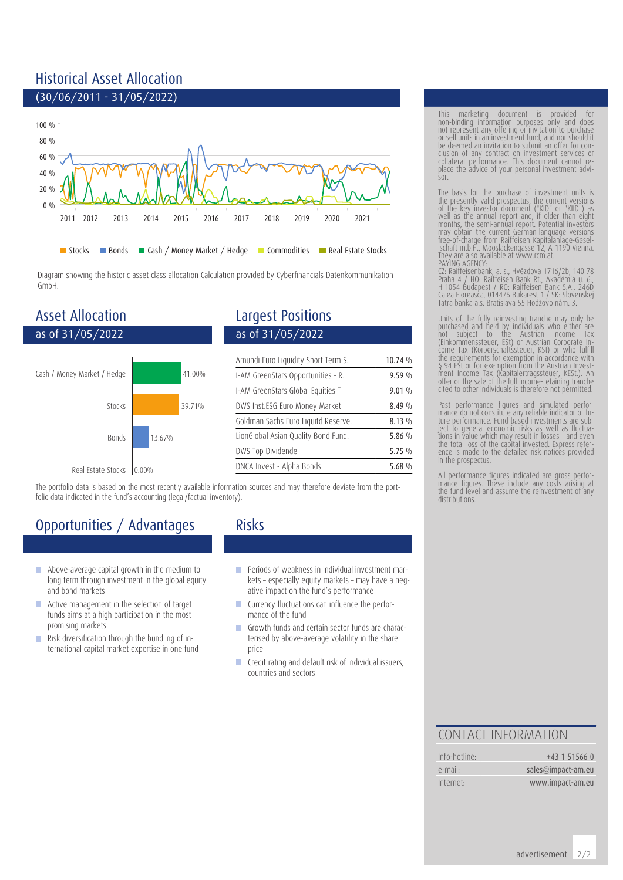## Historical Asset Allocation

### (30/06/2011 - 31/05/2022)

100 %
80 %
60 %
40 %
20 %
0 %

2011 2012 2013 2014 2015 2016 2017 2018 2019 2020 2021

Stocks | Bonds | Cash / Money Market / Hedge | Commodities | Real Estate Stocks

Diagram showing the historic asset class allocation Calculation provided by Cyberfinancials Datenkommunikation GmbH.

## Asset Allocation

### as of 31/05/2022

Cash / Money Market / Hedge 41.00%
Stocks 39.71%
Bonds 13.67%
Real Estate Stocks 0.00%

## Largest Positions

### as of 31/05/2022

| | |
|---|---|
| Amundi Euro Liquidity Short Term S. | 10.74 % |
| I-AM GreenStars Opportunities - R. | 9.59 % |
| I-AM GreenStars Global Equities T | 9.01 % |
| DWS Inst.ESG Euro Money Market | 8.49 % |
| Goldman Sachs Euro Liquid Reserve. | 8.13 % |
| LionGlobal Asian Quality Bond Fund. | 5.86 % |
| DWS Top Dividende | 5.75 % |
| DNCA Invest - Alpha Bonds | 5.68 % |

The portfolio data is based on the most recently available information sources and may therefore deviate from the portfolio data indicated in the fund's accounting (legal/factual inventory).

## Opportunities / Advantages

- Above-average capital growth in the medium to long term through investment in the global equity and bond markets
- Active management in the selection of target funds aims at a high participation in the most promising markets
- Risk diversification through the bundling of international capital market expertise in one fund

## Risks

- Periods of weakness in individual investment markets – especially equity markets – may have a negative impact on the fund's performance
- Currency fluctuations can influence the performance of the fund
- Growth funds and certain sector funds are characterised by above-average volatility in the share price
- Credit rating and default risk of individual issuers, countries and sectors

This marketing document is provided for non-binding information purposes only and does not represent any offering or invitation to purchase or sell units in an investment fund, and nor should it be deemed an invitation to submit an offer for conclusion of any contract on investment services or collateral performance. This document cannot replace the advice of your personal investment advisor.

The basis for the purchase of investment units is the presently valid prospectus, the current versions of the key investor document ("KID" or "KIID") as well as the annual report and, if older than eight months, the semi-annual report. Potential investors may obtain the current German-language versions free-of-charge from Raiffeisen Kapitalanlage-Gesellschaft m.b.H., Mooslackengasse 12, A-1190 Vienna. They are also available at www.rcm.at.
PAYING AGENCY:
CZ: Raiffeisenbank, a. s., Hvězdova 1716/2b, 140 78 Praha 4 / HO: Raiffeisen Bank Rt., Akadémia u. 6., H-1054 Budapest / RO: Raiffeisen Bank S.A., 246D Calea Floreasca, 014476 Bukarest 1 / SK: Slovenskej Tatra banka a.s. Bratislava 55 Hodžovo nám. 3.

Units of the fully reinvesting tranche may only be purchased and held by individuals who either are not subject to the Austrian Income Tax (Einkommensteuer, ESt) or Austrian Corporate Income Tax (Körperschaftssteuer, KSt) or who fulfill the requirements for exemption in accordance with § 94 ESt or for exemption from the Austrian Investment Income Tax (Kapitalertragssteuer, KESt.). An offer or the sale of the full income-retaining tranche cited to other individuals is therefore not permitted.

Past performance figures and simulated performance do not constitute any reliable indicator of future performance. Fund-based investments are subject to general economic risks as well as fluctuations in value which may result in losses – and even the total loss of the capital invested. Express reference is made to the detailed risk notices provided in the prospectus.

All performance figures indicated are gross performance figures. These include any costs arising at the fund level and assume the reinvestment of any distributions.

## CONTACT INFORMATION

| | |
|---|---|
| Info-hotline: | +43 1 51566 0 |
| e-mail: | sales@impact-am.eu |
| Internet: | www.impact-am.eu |

advertisement